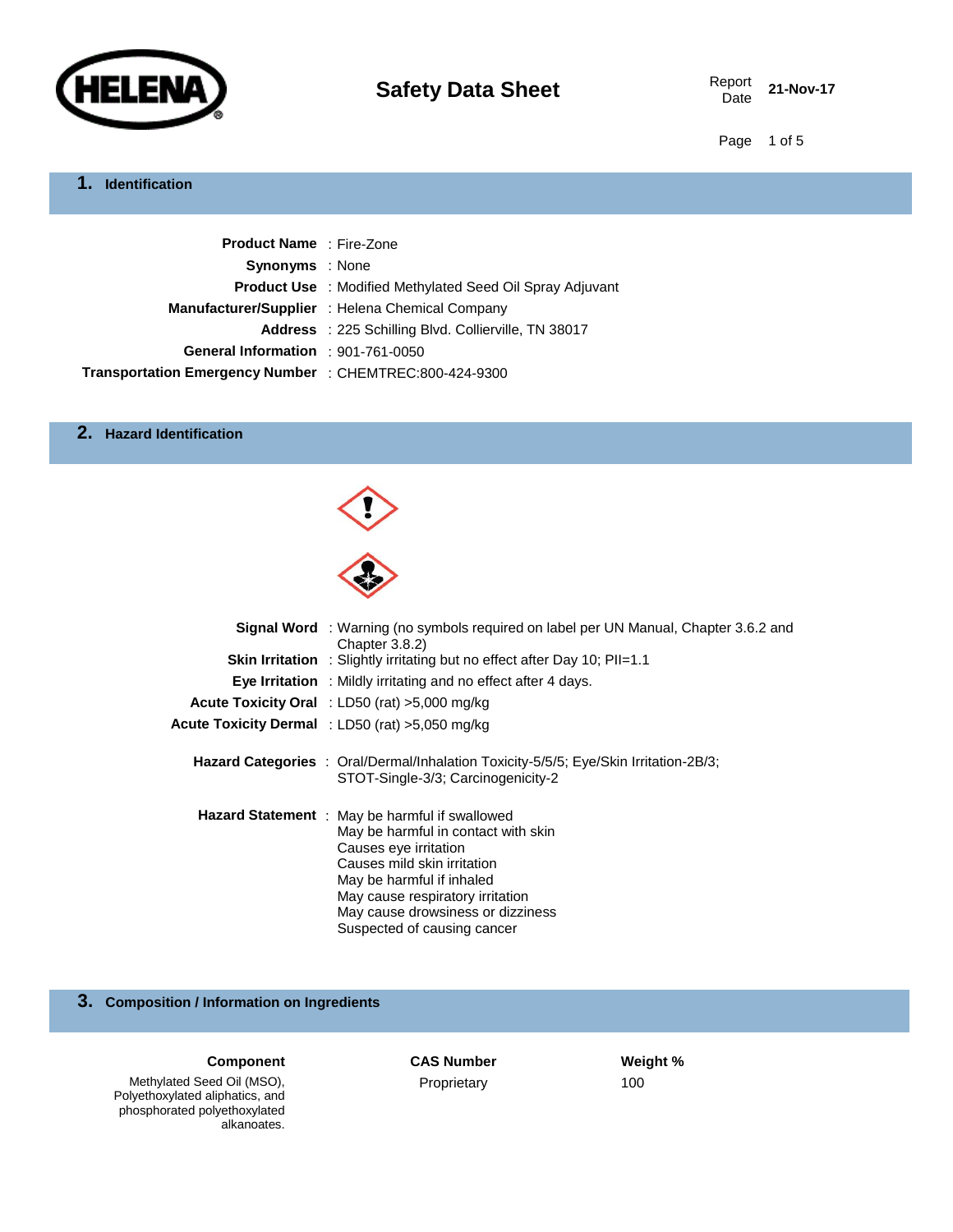# Safety Data Sheet

Report Date **21-Nov-17**

## 1. Identification

**Product Name** : Fire-Zone
**Synonyms** : None
**Product Use** : Modified Methylated Seed Oil Spray Adjuvant
**Manufacturer/Supplier** : Helena Chemical Company
**Address** : 225 Schilling Blvd. Collierville, TN 38017
**General Information** : 901-761-0050
**Transportation Emergency Number** : CHEMTREC:800-424-9300

## 2. Hazard Identification

**Signal Word** : Warning (no symbols required on label per UN Manual, Chapter 3.6.2 and Chapter 3.8.2)
**Skin Irritation** : Slightly irritating but no effect after Day 10; PII=1.1
**Eye Irritation** : Mildly irritating and no effect after 4 days.
**Acute Toxicity Oral** : LD50 (rat) >5,000 mg/kg
**Acute Toxicity Dermal** : LD50 (rat) >5,050 mg/kg

**Hazard Categories** : Oral/Dermal/Inhalation Toxicity-5/5/5; Eye/Skin Irritation-2B/3; STOT-Single-3/3; Carcinogenicity-2

**Hazard Statement** :
May be harmful if swallowed
May be harmful in contact with skin
Causes eye irritation
Causes mild skin irritation
May be harmful if inhaled
May cause respiratory irritation
May cause drowsiness or dizziness
Suspected of causing cancer

## 3. Composition / Information on Ingredients

| Component | CAS Number | Weight % |
|---|---|---|
| Methylated Seed Oil (MSO), Polyethoxylated aliphatics, and phosphorated polyethoxylated alkanoates. | Proprietary | 100 |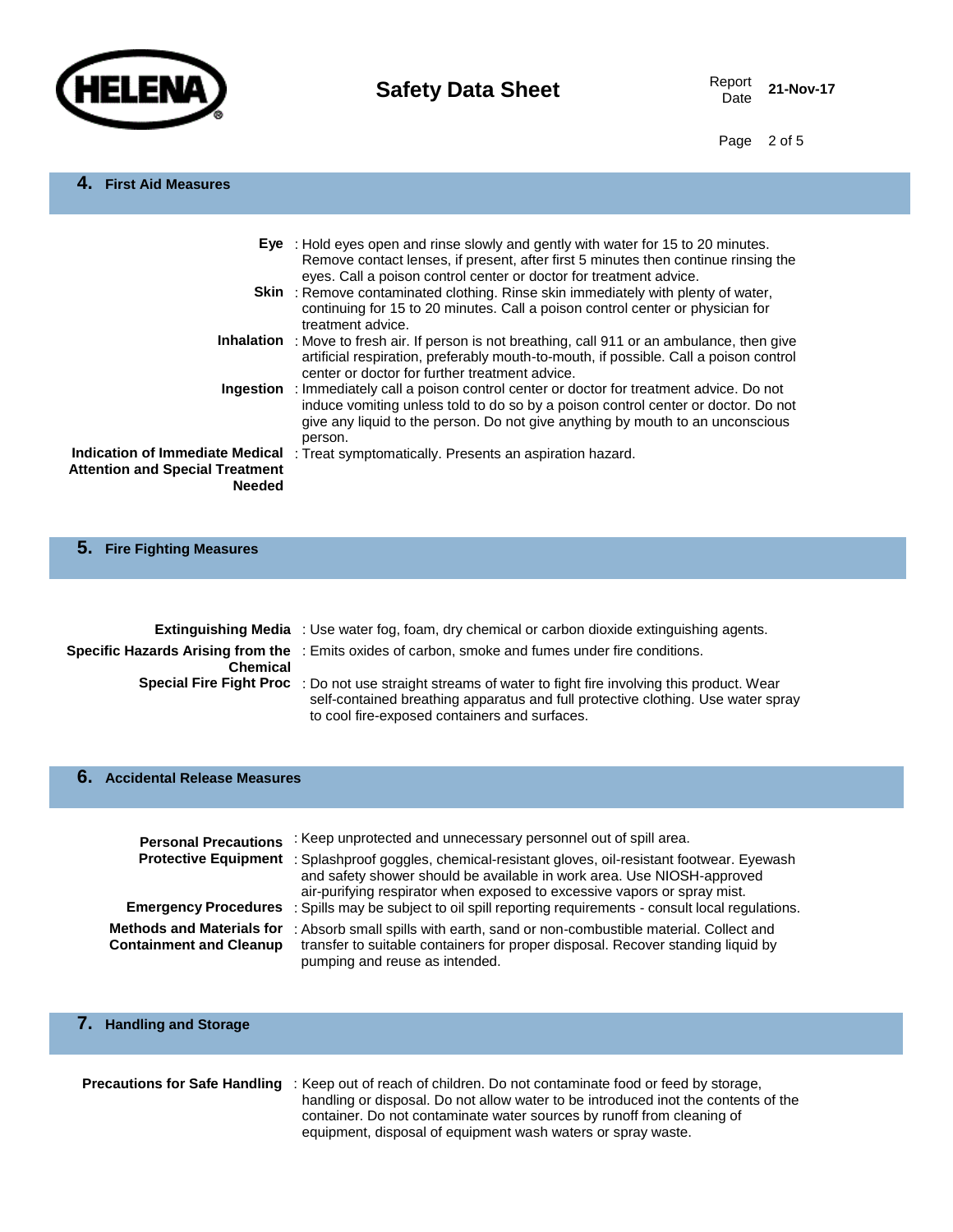## 4. First Aid Measures

**Eye** : Hold eyes open and rinse slowly and gently with water for 15 to 20 minutes. Remove contact lenses, if present, after first 5 minutes then continue rinsing the eyes. Call a poison control center or doctor for treatment advice.

**Skin** : Remove contaminated clothing. Rinse skin immediately with plenty of water, continuing for 15 to 20 minutes. Call a poison control center or physician for treatment advice.

**Inhalation** : Move to fresh air. If person is not breathing, call 911 or an ambulance, then give artificial respiration, preferably mouth-to-mouth, if possible. Call a poison control center or doctor for further treatment advice.

**Ingestion** : Immediately call a poison control center or doctor for treatment advice. Do not induce vomiting unless told to do so by a poison control center or doctor. Do not give any liquid to the person. Do not give anything by mouth to an unconscious person.

**Indication of Immediate Medical Attention and Special Treatment Needed** : Treat symptomatically. Presents an aspiration hazard.

## 5. Fire Fighting Measures

**Extinguishing Media** : Use water fog, foam, dry chemical or carbon dioxide extinguishing agents.

**Specific Hazards Arising from the Chemical** : Emits oxides of carbon, smoke and fumes under fire conditions.

**Special Fire Fight Proc** : Do not use straight streams of water to fight fire involving this product. Wear self-contained breathing apparatus and full protective clothing. Use water spray to cool fire-exposed containers and surfaces.

## 6. Accidental Release Measures

**Personal Precautions** : Keep unprotected and unnecessary personnel out of spill area.

**Protective Equipment** : Splashproof goggles, chemical-resistant gloves, oil-resistant footwear. Eyewash and safety shower should be available in work area. Use NIOSH-approved air-purifying respirator when exposed to excessive vapors or spray mist.

**Emergency Procedures** : Spills may be subject to oil spill reporting requirements - consult local regulations.

**Methods and Materials for Containment and Cleanup** : Absorb small spills with earth, sand or non-combustible material. Collect and transfer to suitable containers for proper disposal. Recover standing liquid by pumping and reuse as intended.

## 7. Handling and Storage

**Precautions for Safe Handling** : Keep out of reach of children. Do not contaminate food or feed by storage, handling or disposal. Do not allow water to be introduced inot the contents of the container. Do not contaminate water sources by runoff from cleaning of equipment, disposal of equipment wash waters or spray waste.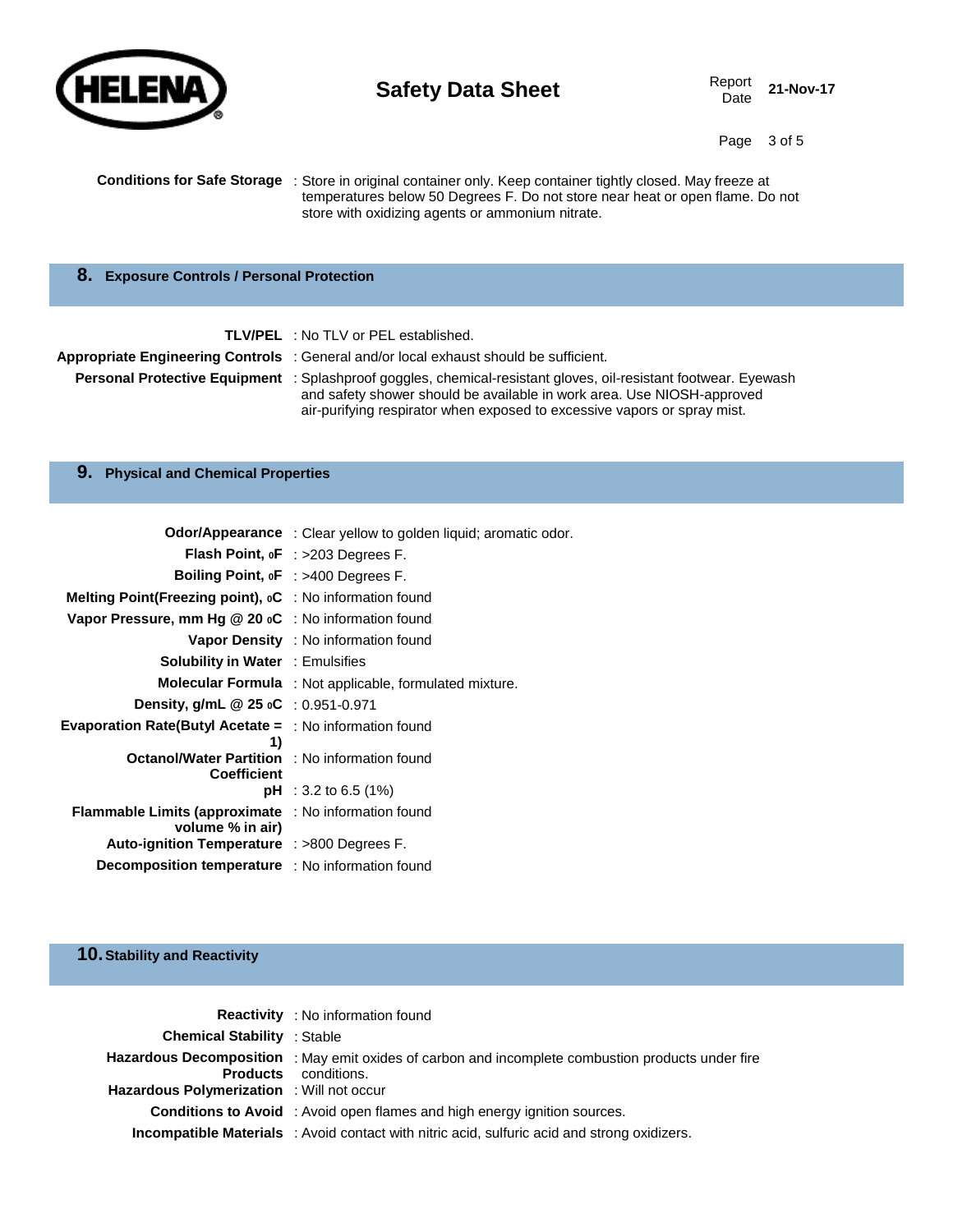**Conditions for Safe Storage** : Store in original container only. Keep container tightly closed. May freeze at temperatures below 50 Degrees F. Do not store near heat or open flame. Do not store with oxidizing agents or ammonium nitrate.

## 8. Exposure Controls / Personal Protection

**TLV/PEL** : No TLV or PEL established.

**Appropriate Engineering Controls** : General and/or local exhaust should be sufficient.

**Personal Protective Equipment** : Splashproof goggles, chemical-resistant gloves, oil-resistant footwear. Eyewash and safety shower should be available in work area. Use NIOSH-approved air-purifying respirator when exposed to excessive vapors or spray mist.

## 9. Physical and Chemical Properties

**Odor/Appearance** : Clear yellow to golden liquid; aromatic odor.

**Flash Point, oF** : >203 Degrees F.

**Boiling Point, oF** : >400 Degrees F.

**Melting Point(Freezing point), oC** : No information found

**Vapor Pressure, mm Hg @ 20 oC** : No information found

**Vapor Density** : No information found

**Solubility in Water** : Emulsifies

**Molecular Formula** : Not applicable, formulated mixture.

**Density, g/mL @ 25 oC** : 0.951-0.971

**Evaporation Rate(Butyl Acetate = 1)** : No information found

**Octanol/Water Partition Coefficient** : No information found

**pH** : 3.2 to 6.5 (1%)

**Flammable Limits (approximate volume % in air)** : No information found

**Auto-ignition Temperature** : >800 Degrees F.

**Decomposition temperature** : No information found

## 10. Stability and Reactivity

**Reactivity** : No information found

**Chemical Stability** : Stable

**Hazardous Decomposition Products** : May emit oxides of carbon and incomplete combustion products under fire conditions.

**Hazardous Polymerization** : Will not occur

**Conditions to Avoid** : Avoid open flames and high energy ignition sources.

**Incompatible Materials** : Avoid contact with nitric acid, sulfuric acid and strong oxidizers.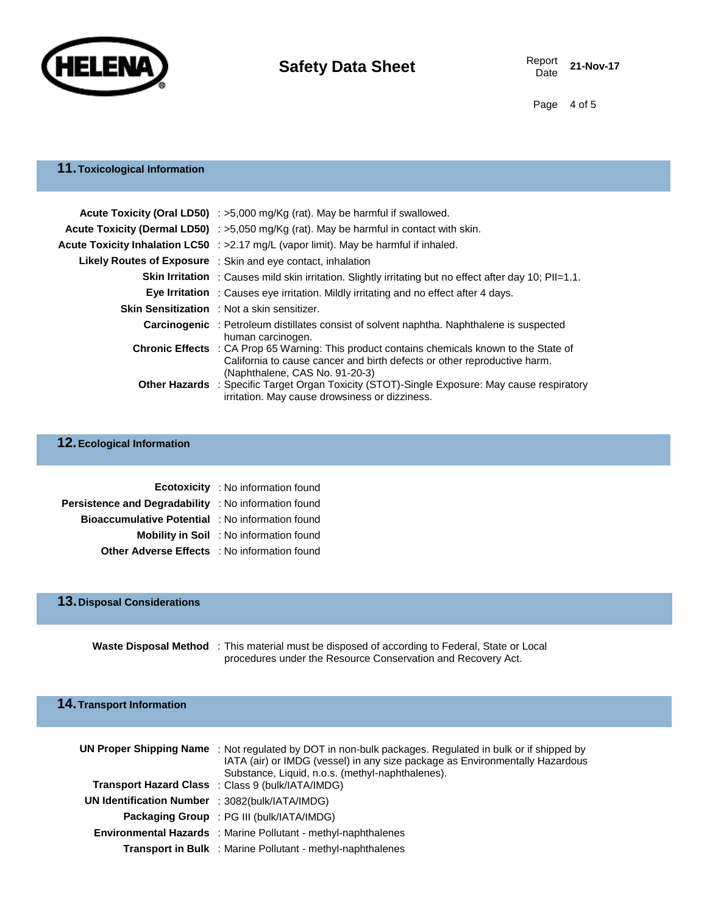## 11. Toxicological Information

| | |
|---|---|
| **Acute Toxicity (Oral LD50)** | : >5,000 mg/Kg (rat). May be harmful if swallowed. |
| **Acute Toxicity (Dermal LD50)** | : >5,050 mg/Kg (rat). May be harmful in contact with skin. |
| **Acute Toxicity Inhalation LC50** | : >2.17 mg/L (vapor limit). May be harmful if inhaled. |
| **Likely Routes of Exposure** | : Skin and eye contact, inhalation |
| **Skin Irritation** | : Causes mild skin irritation. Slightly irritating but no effect after day 10; PII=1.1. |
| **Eye Irritation** | : Causes eye irritation. Mildly irritating and no effect after 4 days. |
| **Skin Sensitization** | : Not a skin sensitizer. |
| **Carcinogenic** | : Petroleum distillates consist of solvent naphtha. Naphthalene is suspected human carcinogen. |
| **Chronic Effects** | : CA Prop 65 Warning: This product contains chemicals known to the State of California to cause cancer and birth defects or other reproductive harm. (Naphthalene, CAS No. 91-20-3) |
| **Other Hazards** | : Specific Target Organ Toxicity (STOT)-Single Exposure: May cause respiratory irritation. May cause drowsiness or dizziness. |

## 12. Ecological Information

| | |
|---|---|
| **Ecotoxicity** | : No information found |
| **Persistence and Degradability** | : No information found |
| **Bioaccumulative Potential** | : No information found |
| **Mobility in Soil** | : No information found |
| **Other Adverse Effects** | : No information found |

## 13. Disposal Considerations

| | |
|---|---|
| **Waste Disposal Method** | : This material must be disposed of according to Federal, State or Local procedures under the Resource Conservation and Recovery Act. |

## 14. Transport Information

| | |
|---|---|
| **UN Proper Shipping Name** | : Not regulated by DOT in non-bulk packages. Regulated in bulk or if shipped by IATA (air) or IMDG (vessel) in any size package as Environmentally Hazardous Substance, Liquid, n.o.s. (methyl-naphthalenes). |
| **Transport Hazard Class** | : Class 9 (bulk/IATA/IMDG) |
| **UN Identification Number** | : 3082(bulk/IATA/IMDG) |
| **Packaging Group** | : PG III (bulk/IATA/IMDG) |
| **Environmental Hazards** | : Marine Pollutant - methyl-naphthalenes |
| **Transport in Bulk** | : Marine Pollutant - methyl-naphthalenes |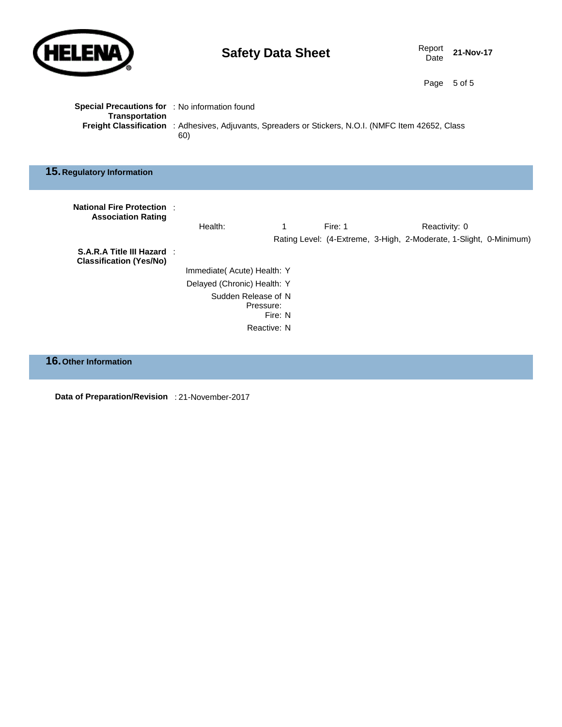**Special Precautions for Transportation** : No information found

**Freight Classification** : Adhesives, Adjuvants, Spreaders or Stickers, N.O.I. (NMFC Item 42652, Class 60)

## 15. Regulatory Information

**National Fire Protection Association Rating** :

Health: 1 Fire: 1 Reactivity: 0

Rating Level: (4-Extreme, 3-High, 2-Moderate, 1-Slight, 0-Minimum)

**S.A.R.A Title III Hazard Classification (Yes/No)** :

Immediate( Acute) Health: Y

Delayed (Chronic) Health: Y

Sudden Release of Pressure: N

Fire: N

Reactive: N

## 16. Other Information

**Data of Preparation/Revision** : 21-November-2017